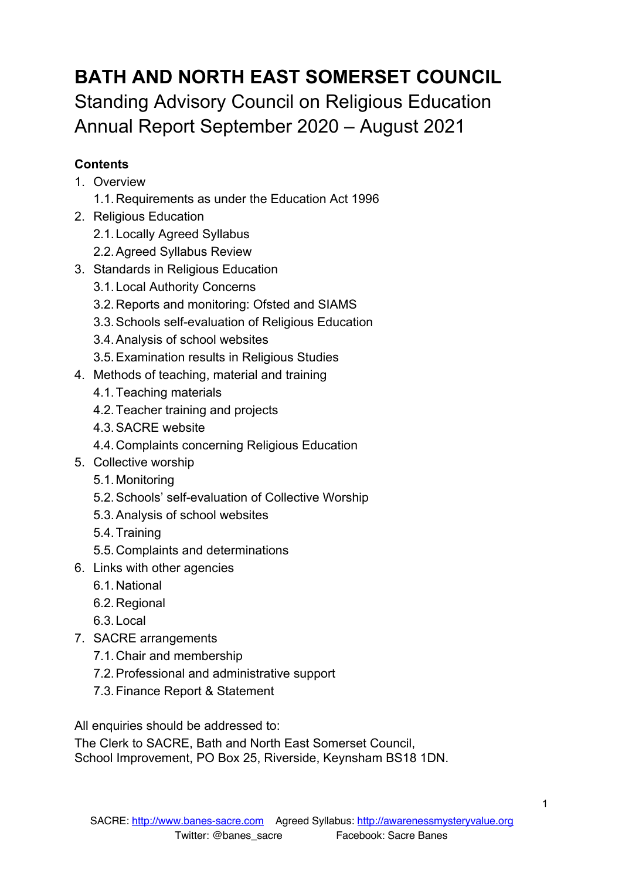# BATH AND NORTH EAST SOMERSET COUNCIL

Standing Advisory Council on Religious Education
Annual Report September 2020 – August 2021

**Contents**

1. Overview
    1.1. Requirements as under the Education Act 1996
2. Religious Education
    2.1. Locally Agreed Syllabus
    2.2. Agreed Syllabus Review
3. Standards in Religious Education
    3.1. Local Authority Concerns
    3.2. Reports and monitoring: Ofsted and SIAMS
    3.3. Schools self-evaluation of Religious Education
    3.4. Analysis of school websites
    3.5. Examination results in Religious Studies
4. Methods of teaching, material and training
    4.1. Teaching materials
    4.2. Teacher training and projects
    4.3. SACRE website
    4.4. Complaints concerning Religious Education
5. Collective worship
    5.1. Monitoring
    5.2. Schools' self-evaluation of Collective Worship
    5.3. Analysis of school websites
    5.4. Training
    5.5. Complaints and determinations
6. Links with other agencies
    6.1. National
    6.2. Regional
    6.3. Local
7. SACRE arrangements
    7.1. Chair and membership
    7.2. Professional and administrative support
    7.3. Finance Report & Statement

All enquiries should be addressed to:
The Clerk to SACRE, Bath and North East Somerset Council,
School Improvement, PO Box 25, Riverside, Keynsham BS18 1DN.

SACRE: http://www.banes-sacre.com Agreed Syllabus: http://awarenessmysteryvalue.org
Twitter: @banes_sacre Facebook: Sacre Banes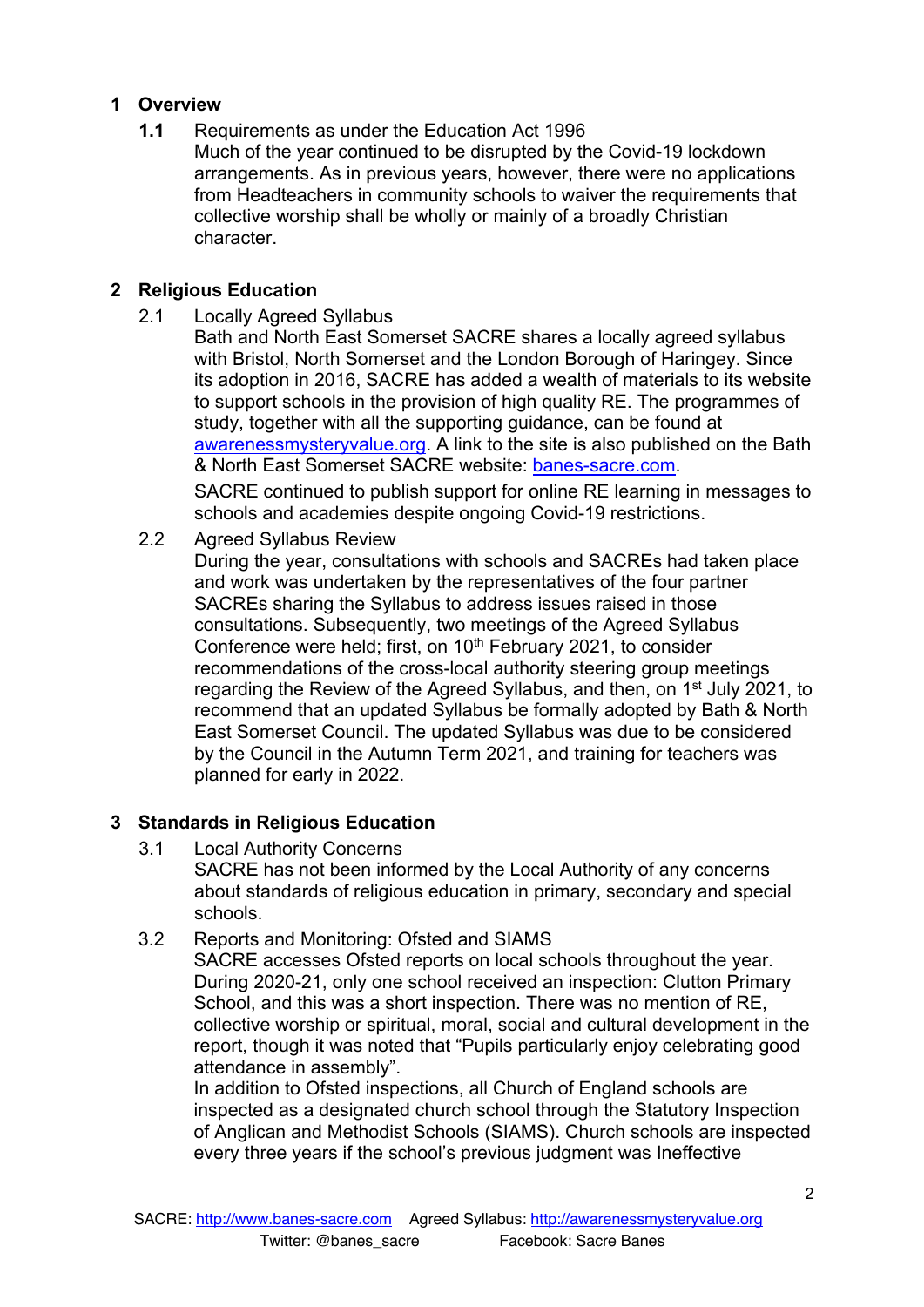## 1 Overview

**1.1** Requirements as under the Education Act 1996

Much of the year continued to be disrupted by the Covid-19 lockdown arrangements. As in previous years, however, there were no applications from Headteachers in community schools to waiver the requirements that collective worship shall be wholly or mainly of a broadly Christian character.

## 2 Religious Education

2.1 Locally Agreed Syllabus

Bath and North East Somerset SACRE shares a locally agreed syllabus with Bristol, North Somerset and the London Borough of Haringey. Since its adoption in 2016, SACRE has added a wealth of materials to its website to support schools in the provision of high quality RE. The programmes of study, together with all the supporting guidance, can be found at [awarenessmysteryvalue.org](http://awarenessmysteryvalue.org). A link to the site is also published on the Bath & North East Somerset SACRE website: [banes-sacre.com](http://banes-sacre.com).

SACRE continued to publish support for online RE learning in messages to schools and academies despite ongoing Covid-19 restrictions.

2.2 Agreed Syllabus Review

During the year, consultations with schools and SACREs had taken place and work was undertaken by the representatives of the four partner SACREs sharing the Syllabus to address issues raised in those consultations. Subsequently, two meetings of the Agreed Syllabus Conference were held; first, on 10th February 2021, to consider recommendations of the cross-local authority steering group meetings regarding the Review of the Agreed Syllabus, and then, on 1st July 2021, to recommend that an updated Syllabus be formally adopted by Bath & North East Somerset Council. The updated Syllabus was due to be considered by the Council in the Autumn Term 2021, and training for teachers was planned for early in 2022.

## 3 Standards in Religious Education

3.1 Local Authority Concerns

SACRE has not been informed by the Local Authority of any concerns about standards of religious education in primary, secondary and special schools.

3.2 Reports and Monitoring: Ofsted and SIAMS

SACRE accesses Ofsted reports on local schools throughout the year. During 2020-21, only one school received an inspection: Clutton Primary School, and this was a short inspection. There was no mention of RE, collective worship or spiritual, moral, social and cultural development in the report, though it was noted that "Pupils particularly enjoy celebrating good attendance in assembly".

In addition to Ofsted inspections, all Church of England schools are inspected as a designated church school through the Statutory Inspection of Anglican and Methodist Schools (SIAMS). Church schools are inspected every three years if the school's previous judgment was Ineffective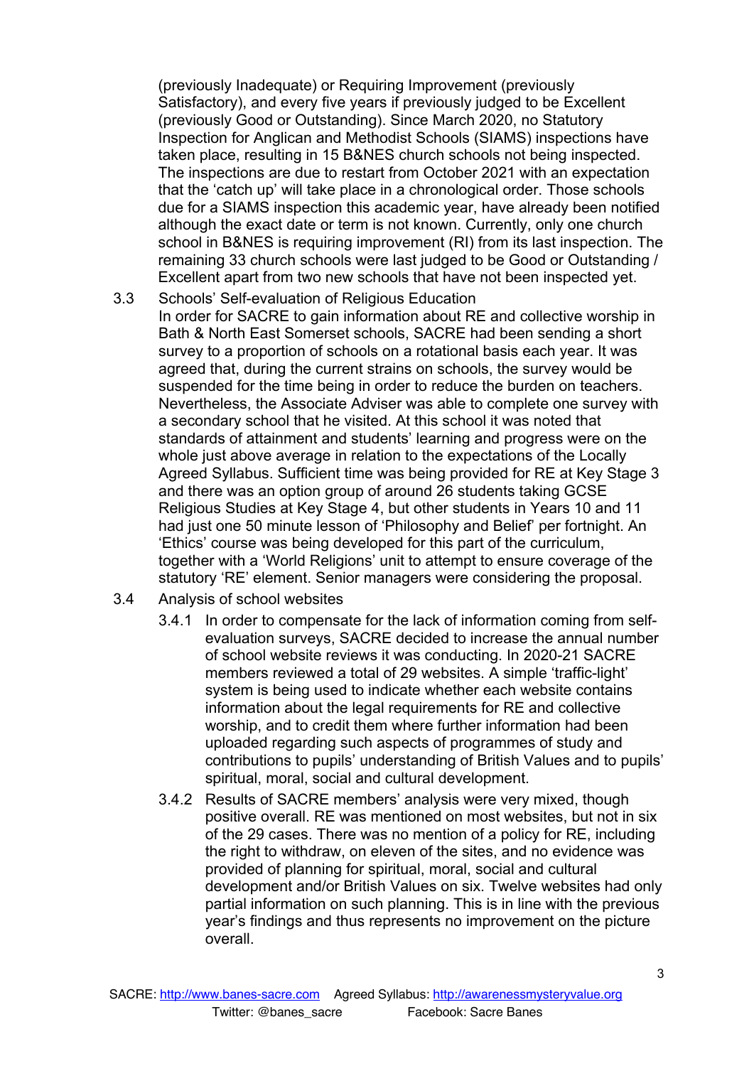(previously Inadequate) or Requiring Improvement (previously Satisfactory), and every five years if previously judged to be Excellent (previously Good or Outstanding). Since March 2020, no Statutory Inspection for Anglican and Methodist Schools (SIAMS) inspections have taken place, resulting in 15 B&NES church schools not being inspected. The inspections are due to restart from October 2021 with an expectation that the 'catch up' will take place in a chronological order. Those schools due for a SIAMS inspection this academic year, have already been notified although the exact date or term is not known. Currently, only one church school in B&NES is requiring improvement (RI) from its last inspection. The remaining 33 church schools were last judged to be Good or Outstanding / Excellent apart from two new schools that have not been inspected yet.

3.3 Schools' Self-evaluation of Religious Education

In order for SACRE to gain information about RE and collective worship in Bath & North East Somerset schools, SACRE had been sending a short survey to a proportion of schools on a rotational basis each year. It was agreed that, during the current strains on schools, the survey would be suspended for the time being in order to reduce the burden on teachers. Nevertheless, the Associate Adviser was able to complete one survey with a secondary school that he visited. At this school it was noted that standards of attainment and students' learning and progress were on the whole just above average in relation to the expectations of the Locally Agreed Syllabus. Sufficient time was being provided for RE at Key Stage 3 and there was an option group of around 26 students taking GCSE Religious Studies at Key Stage 4, but other students in Years 10 and 11 had just one 50 minute lesson of 'Philosophy and Belief' per fortnight. An 'Ethics' course was being developed for this part of the curriculum, together with a 'World Religions' unit to attempt to ensure coverage of the statutory 'RE' element. Senior managers were considering the proposal.

3.4 Analysis of school websites

3.4.1 In order to compensate for the lack of information coming from self-evaluation surveys, SACRE decided to increase the annual number of school website reviews it was conducting. In 2020-21 SACRE members reviewed a total of 29 websites. A simple 'traffic-light' system is being used to indicate whether each website contains information about the legal requirements for RE and collective worship, and to credit them where further information had been uploaded regarding such aspects of programmes of study and contributions to pupils' understanding of British Values and to pupils' spiritual, moral, social and cultural development.

3.4.2 Results of SACRE members' analysis were very mixed, though positive overall. RE was mentioned on most websites, but not in six of the 29 cases. There was no mention of a policy for RE, including the right to withdraw, on eleven of the sites, and no evidence was provided of planning for spiritual, moral, social and cultural development and/or British Values on six. Twelve websites had only partial information on such planning. This is in line with the previous year's findings and thus represents no improvement on the picture overall.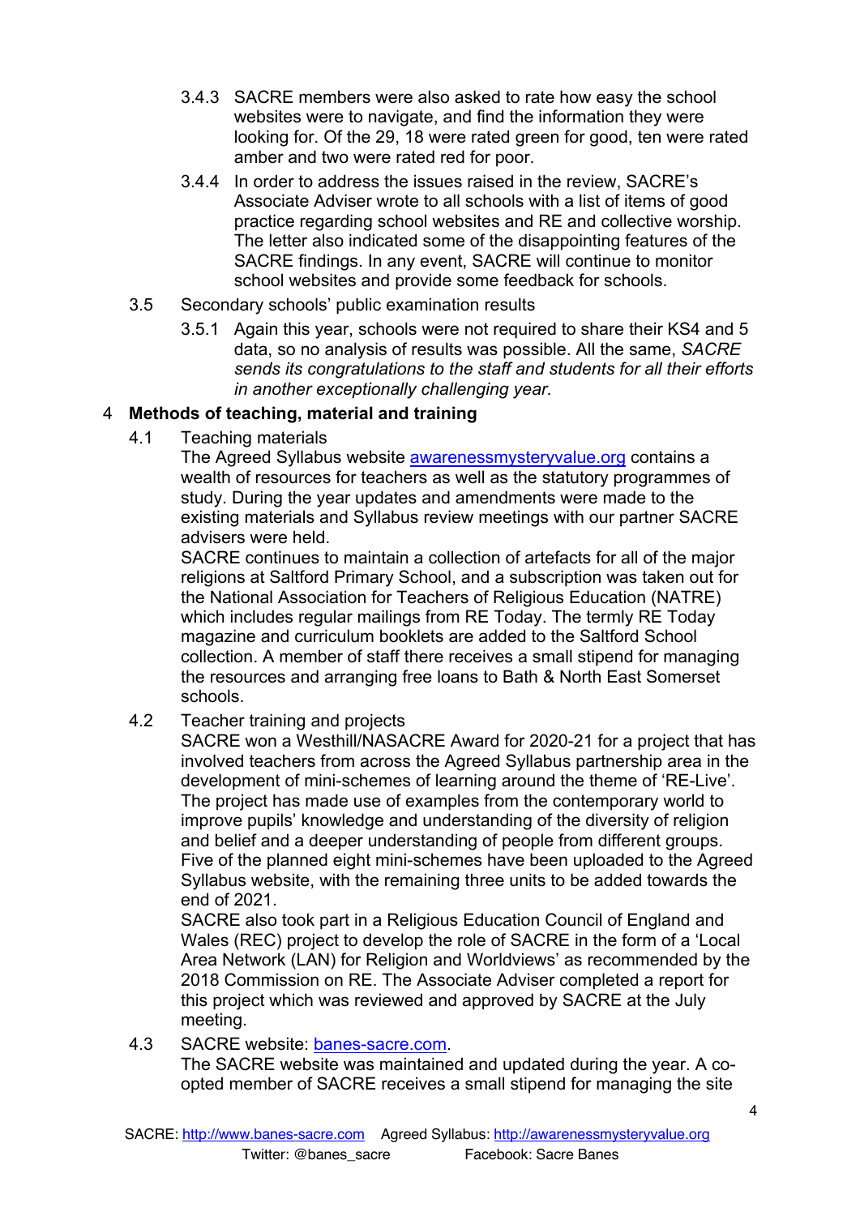3.4.3 SACRE members were also asked to rate how easy the school websites were to navigate, and find the information they were looking for. Of the 29, 18 were rated green for good, ten were rated amber and two were rated red for poor.

3.4.4 In order to address the issues raised in the review, SACRE's Associate Adviser wrote to all schools with a list of items of good practice regarding school websites and RE and collective worship. The letter also indicated some of the disappointing features of the SACRE findings. In any event, SACRE will continue to monitor school websites and provide some feedback for schools.

3.5 Secondary schools' public examination results

3.5.1 Again this year, schools were not required to share their KS4 and 5 data, so no analysis of results was possible. All the same, *SACRE sends its congratulations to the staff and students for all their efforts in another exceptionally challenging year.*

## 4 Methods of teaching, material and training

4.1 Teaching materials

The Agreed Syllabus website [awarenessmysteryvalue.org](http://awarenessmysteryvalue.org) contains a wealth of resources for teachers as well as the statutory programmes of study. During the year updates and amendments were made to the existing materials and Syllabus review meetings with our partner SACRE advisers were held.

SACRE continues to maintain a collection of artefacts for all of the major religions at Saltford Primary School, and a subscription was taken out for the National Association for Teachers of Religious Education (NATRE) which includes regular mailings from RE Today. The termly RE Today magazine and curriculum booklets are added to the Saltford School collection. A member of staff there receives a small stipend for managing the resources and arranging free loans to Bath & North East Somerset schools.

4.2 Teacher training and projects

SACRE won a Westhill/NASACRE Award for 2020-21 for a project that has involved teachers from across the Agreed Syllabus partnership area in the development of mini-schemes of learning around the theme of 'RE-Live'. The project has made use of examples from the contemporary world to improve pupils' knowledge and understanding of the diversity of religion and belief and a deeper understanding of people from different groups. Five of the planned eight mini-schemes have been uploaded to the Agreed Syllabus website, with the remaining three units to be added towards the end of 2021.

SACRE also took part in a Religious Education Council of England and Wales (REC) project to develop the role of SACRE in the form of a 'Local Area Network (LAN) for Religion and Worldviews' as recommended by the 2018 Commission on RE. The Associate Adviser completed a report for this project which was reviewed and approved by SACRE at the July meeting.

4.3 SACRE website: [banes-sacre.com](http://banes-sacre.com).

The SACRE website was maintained and updated during the year. A co-opted member of SACRE receives a small stipend for managing the site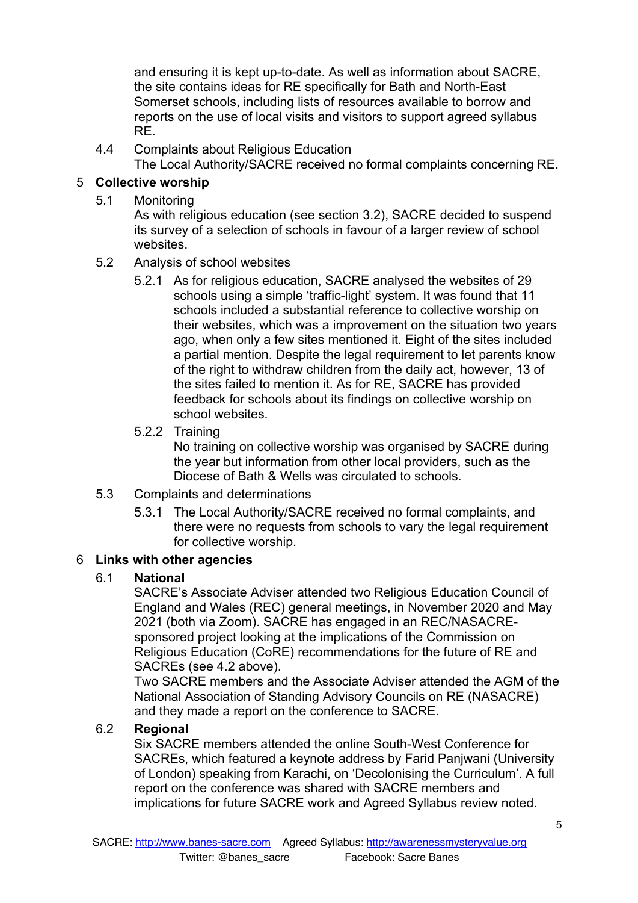and ensuring it is kept up-to-date. As well as information about SACRE, the site contains ideas for RE specifically for Bath and North-East Somerset schools, including lists of resources available to borrow and reports on the use of local visits and visitors to support agreed syllabus RE.

4.4 Complaints about Religious Education

The Local Authority/SACRE received no formal complaints concerning RE.

## 5 Collective worship

5.1 Monitoring

As with religious education (see section 3.2), SACRE decided to suspend its survey of a selection of schools in favour of a larger review of school websites.

5.2 Analysis of school websites

5.2.1 As for religious education, SACRE analysed the websites of 29 schools using a simple 'traffic-light' system. It was found that 11 schools included a substantial reference to collective worship on their websites, which was a improvement on the situation two years ago, when only a few sites mentioned it. Eight of the sites included a partial mention. Despite the legal requirement to let parents know of the right to withdraw children from the daily act, however, 13 of the sites failed to mention it. As for RE, SACRE has provided feedback for schools about its findings on collective worship on school websites.

5.2.2 Training

No training on collective worship was organised by SACRE during the year but information from other local providers, such as the Diocese of Bath & Wells was circulated to schools.

5.3 Complaints and determinations

5.3.1 The Local Authority/SACRE received no formal complaints, and there were no requests from schools to vary the legal requirement for collective worship.

## 6 Links with other agencies

### 6.1 National

SACRE's Associate Adviser attended two Religious Education Council of England and Wales (REC) general meetings, in November 2020 and May 2021 (both via Zoom). SACRE has engaged in an REC/NASACRE-sponsored project looking at the implications of the Commission on Religious Education (CoRE) recommendations for the future of RE and SACREs (see 4.2 above).

Two SACRE members and the Associate Adviser attended the AGM of the National Association of Standing Advisory Councils on RE (NASACRE) and they made a report on the conference to SACRE.

### 6.2 Regional

Six SACRE members attended the online South-West Conference for SACREs, which featured a keynote address by Farid Panjwani (University of London) speaking from Karachi, on 'Decolonising the Curriculum'. A full report on the conference was shared with SACRE members and implications for future SACRE work and Agreed Syllabus review noted.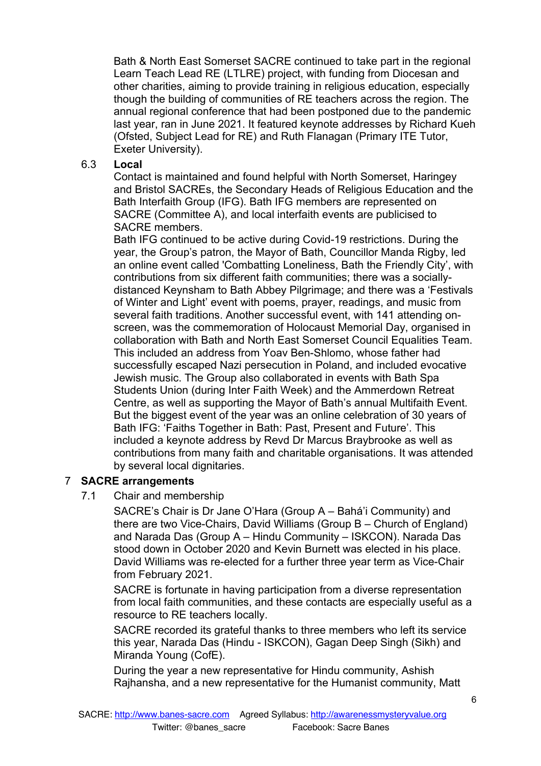Bath & North East Somerset SACRE continued to take part in the regional Learn Teach Lead RE (LTLRE) project, with funding from Diocesan and other charities, aiming to provide training in religious education, especially though the building of communities of RE teachers across the region. The annual regional conference that had been postponed due to the pandemic last year, ran in June 2021. It featured keynote addresses by Richard Kueh (Ofsted, Subject Lead for RE) and Ruth Flanagan (Primary ITE Tutor, Exeter University).

### 6.3 Local

Contact is maintained and found helpful with North Somerset, Haringey and Bristol SACREs, the Secondary Heads of Religious Education and the Bath Interfaith Group (IFG). Bath IFG members are represented on SACRE (Committee A), and local interfaith events are publicised to SACRE members.

Bath IFG continued to be active during Covid-19 restrictions. During the year, the Group's patron, the Mayor of Bath, Councillor Manda Rigby, led an online event called 'Combatting Loneliness, Bath the Friendly City', with contributions from six different faith communities; there was a socially-distanced Keynsham to Bath Abbey Pilgrimage; and there was a 'Festivals of Winter and Light' event with poems, prayer, readings, and music from several faith traditions. Another successful event, with 141 attending on-screen, was the commemoration of Holocaust Memorial Day, organised in collaboration with Bath and North East Somerset Council Equalities Team. This included an address from Yoav Ben-Shlomo, whose father had successfully escaped Nazi persecution in Poland, and included evocative Jewish music. The Group also collaborated in events with Bath Spa Students Union (during Inter Faith Week) and the Ammerdown Retreat Centre, as well as supporting the Mayor of Bath's annual Multifaith Event. But the biggest event of the year was an online celebration of 30 years of Bath IFG: 'Faiths Together in Bath: Past, Present and Future'. This included a keynote address by Revd Dr Marcus Braybrooke as well as contributions from many faith and charitable organisations. It was attended by several local dignitaries.

## 7 SACRE arrangements

### 7.1 Chair and membership

SACRE's Chair is Dr Jane O'Hara (Group A – Bahá'i Community) and there are two Vice-Chairs, David Williams (Group B – Church of England) and Narada Das (Group A – Hindu Community – ISKCON). Narada Das stood down in October 2020 and Kevin Burnett was elected in his place. David Williams was re-elected for a further three year term as Vice-Chair from February 2021.

SACRE is fortunate in having participation from a diverse representation from local faith communities, and these contacts are especially useful as a resource to RE teachers locally.

SACRE recorded its grateful thanks to three members who left its service this year, Narada Das (Hindu - ISKCON), Gagan Deep Singh (Sikh) and Miranda Young (CofE).

During the year a new representative for Hindu community, Ashish Rajhansha, and a new representative for the Humanist community, Matt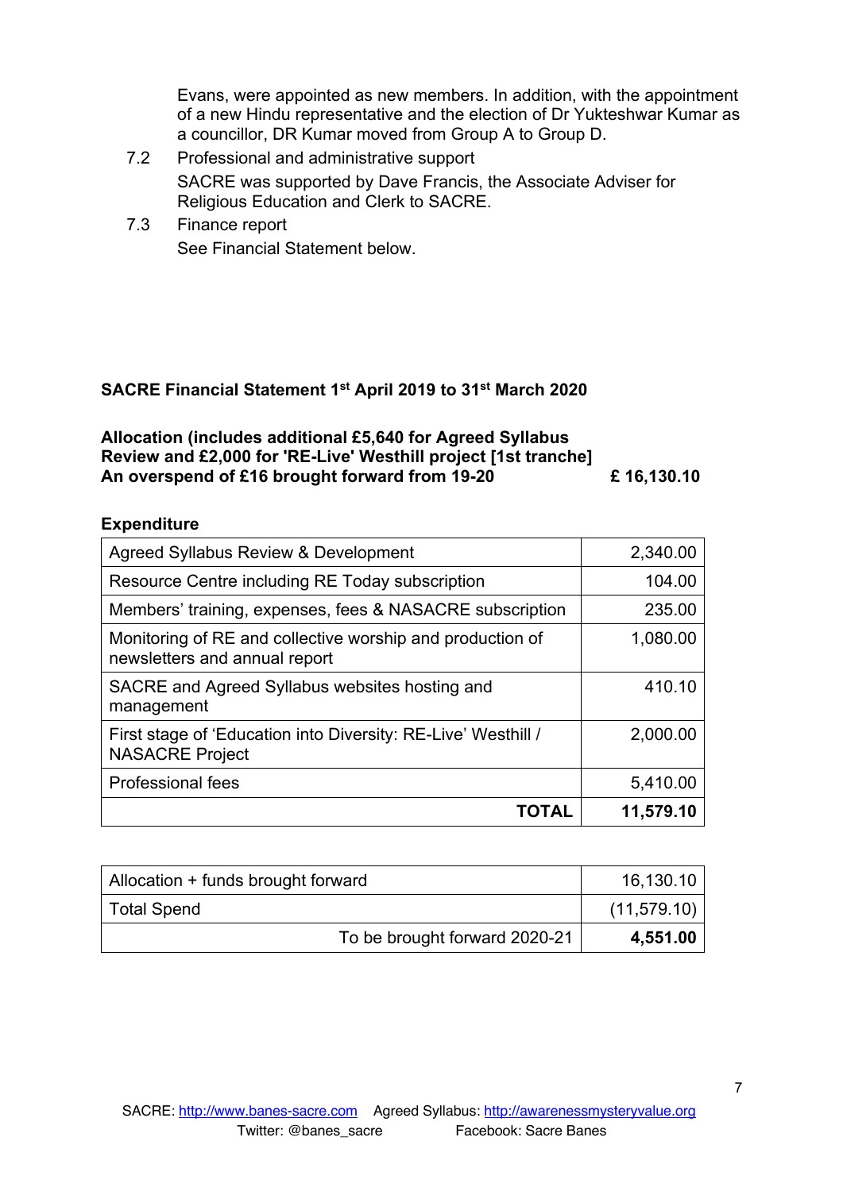Evans, were appointed as new members. In addition, with the appointment of a new Hindu representative and the election of Dr Yukteshwar Kumar as a councillor, DR Kumar moved from Group A to Group D.

7.2 Professional and administrative support

SACRE was supported by Dave Francis, the Associate Adviser for Religious Education and Clerk to SACRE.

7.3 Finance report

See Financial Statement below.

**SACRE Financial Statement 1st April 2019 to 31st March 2020**

**Allocation (includes additional £5,640 for Agreed Syllabus Review and £2,000 for 'RE-Live' Westhill project [1st tranche] An overspend of £16 brought forward from 19-20 £ 16,130.10**

**Expenditure**

| | |
|---|---|
| Agreed Syllabus Review & Development | 2,340.00 |
| Resource Centre including RE Today subscription | 104.00 |
| Members' training, expenses, fees & NASACRE subscription | 235.00 |
| Monitoring of RE and collective worship and production of newsletters and annual report | 1,080.00 |
| SACRE and Agreed Syllabus websites hosting and management | 410.10 |
| First stage of 'Education into Diversity: RE-Live' Westhill / NASACRE Project | 2,000.00 |
| Professional fees | 5,410.00 |
| **TOTAL** | **11,579.10** |

| | |
|---|---|
| Allocation + funds brought forward | 16,130.10 |
| Total Spend | (11,579.10) |
| To be brought forward 2020-21 | **4,551.00** |

SACRE: http://www.banes-sacre.com Agreed Syllabus: http://awarenessmysteryvalue.org
Twitter: @banes_sacre Facebook: Sacre Banes